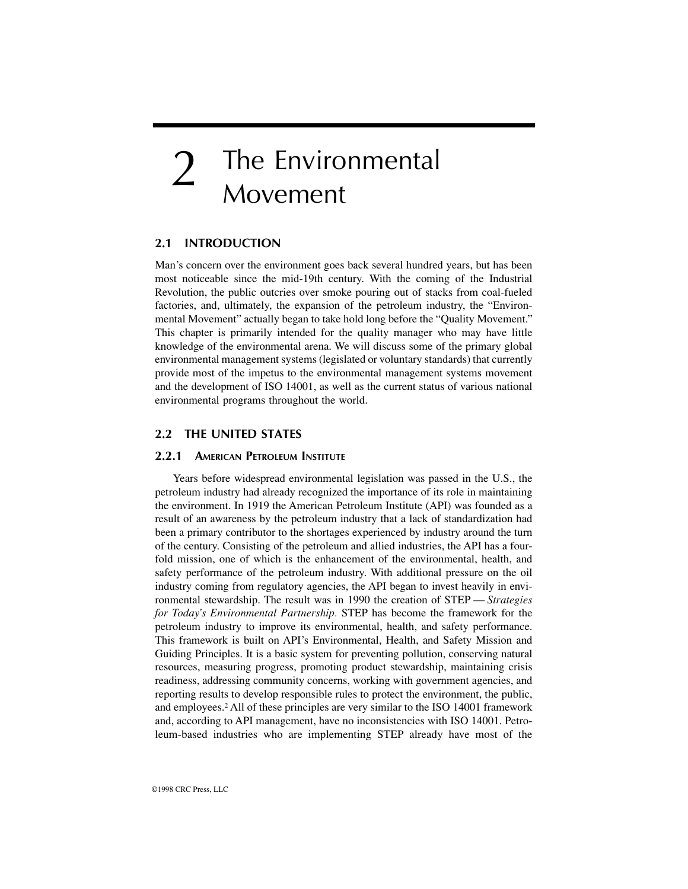# 2 The Environmental Movement

## 2.1 INTRODUCTION

Man's concern over the environment goes back several hundred years, but has been most noticeable since the mid-19th century. With the coming of the Industrial Revolution, the public outcries over smoke pouring out of stacks from coal-fueled factories, and, ultimately, the expansion of the petroleum industry, the "Environmental Movement" actually began to take hold long before the "Quality Movement." This chapter is primarily intended for the quality manager who may have little knowledge of the environmental arena. We will discuss some of the primary global environmental management systems (legislated or voluntary standards) that currently provide most of the impetus to the environmental management systems movement and the development of ISO 14001, as well as the current status of various national environmental programs throughout the world.

## 2.2 THE UNITED STATES

### 2.2.1 AMERICAN PETROLEUM INSTITUTE

Years before widespread environmental legislation was passed in the U.S., the petroleum industry had already recognized the importance of its role in maintaining the environment. In 1919 the American Petroleum Institute (API) was founded as a result of an awareness by the petroleum industry that a lack of standardization had been a primary contributor to the shortages experienced by industry around the turn of the century. Consisting of the petroleum and allied industries, the API has a four-fold mission, one of which is the enhancement of the environmental, health, and safety performance of the petroleum industry. With additional pressure on the oil industry coming from regulatory agencies, the API began to invest heavily in environmental stewardship. The result was in 1990 the creation of STEP — *Strategies for Today's Environmental Partnership.* STEP has become the framework for the petroleum industry to improve its environmental, health, and safety performance. This framework is built on API's Environmental, Health, and Safety Mission and Guiding Principles. It is a basic system for preventing pollution, conserving natural resources, measuring progress, promoting product stewardship, maintaining crisis readiness, addressing community concerns, working with government agencies, and reporting results to develop responsible rules to protect the environment, the public, and employees.[2] All of these principles are very similar to the ISO 14001 framework and, according to API management, have no inconsistencies with ISO 14001. Petroleum-based industries who are implementing STEP already have most of the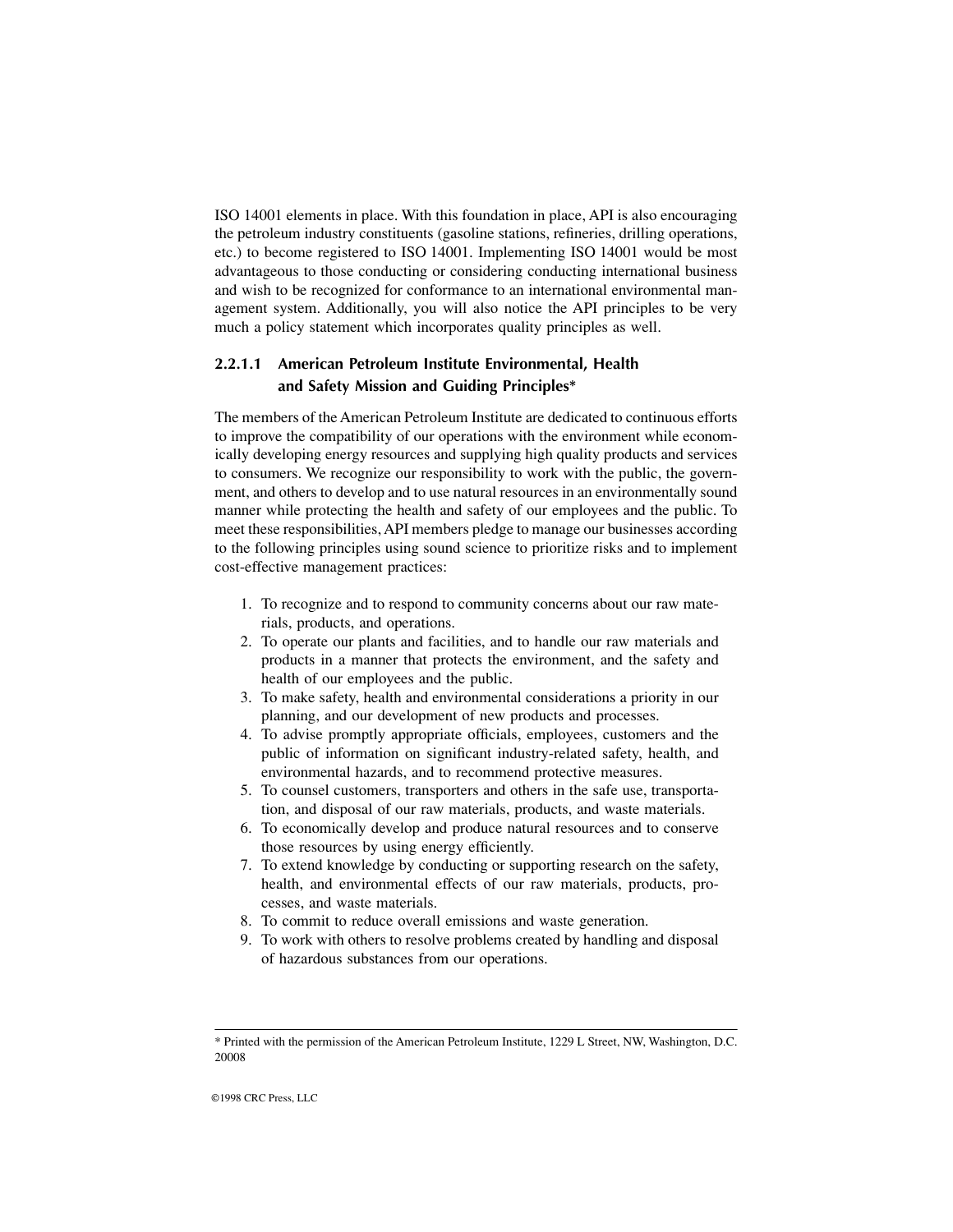ISO 14001 elements in place. With this foundation in place, API is also encouraging the petroleum industry constituents (gasoline stations, refineries, drilling operations, etc.) to become registered to ISO 14001. Implementing ISO 14001 would be most advantageous to those conducting or considering conducting international business and wish to be recognized for conformance to an international environmental management system. Additionally, you will also notice the API principles to be very much a policy statement which incorporates quality principles as well.

#### 2.2.1.1 American Petroleum Institute Environmental, Health and Safety Mission and Guiding Principles*

The members of the American Petroleum Institute are dedicated to continuous efforts to improve the compatibility of our operations with the environment while economically developing energy resources and supplying high quality products and services to consumers. We recognize our responsibility to work with the public, the government, and others to develop and to use natural resources in an environmentally sound manner while protecting the health and safety of our employees and the public. To meet these responsibilities, API members pledge to manage our businesses according to the following principles using sound science to prioritize risks and to implement cost-effective management practices:

1. To recognize and to respond to community concerns about our raw materials, products, and operations.
2. To operate our plants and facilities, and to handle our raw materials and products in a manner that protects the environment, and the safety and health of our employees and the public.
3. To make safety, health and environmental considerations a priority in our planning, and our development of new products and processes.
4. To advise promptly appropriate officials, employees, customers and the public of information on significant industry-related safety, health, and environmental hazards, and to recommend protective measures.
5. To counsel customers, transporters and others in the safe use, transportation, and disposal of our raw materials, products, and waste materials.
6. To economically develop and produce natural resources and to conserve those resources by using energy efficiently.
7. To extend knowledge by conducting or supporting research on the safety, health, and environmental effects of our raw materials, products, processes, and waste materials.
8. To commit to reduce overall emissions and waste generation.
9. To work with others to resolve problems created by handling and disposal of hazardous substances from our operations.

---

* Printed with the permission of the American Petroleum Institute, 1229 L Street, NW, Washington, D.C. 20008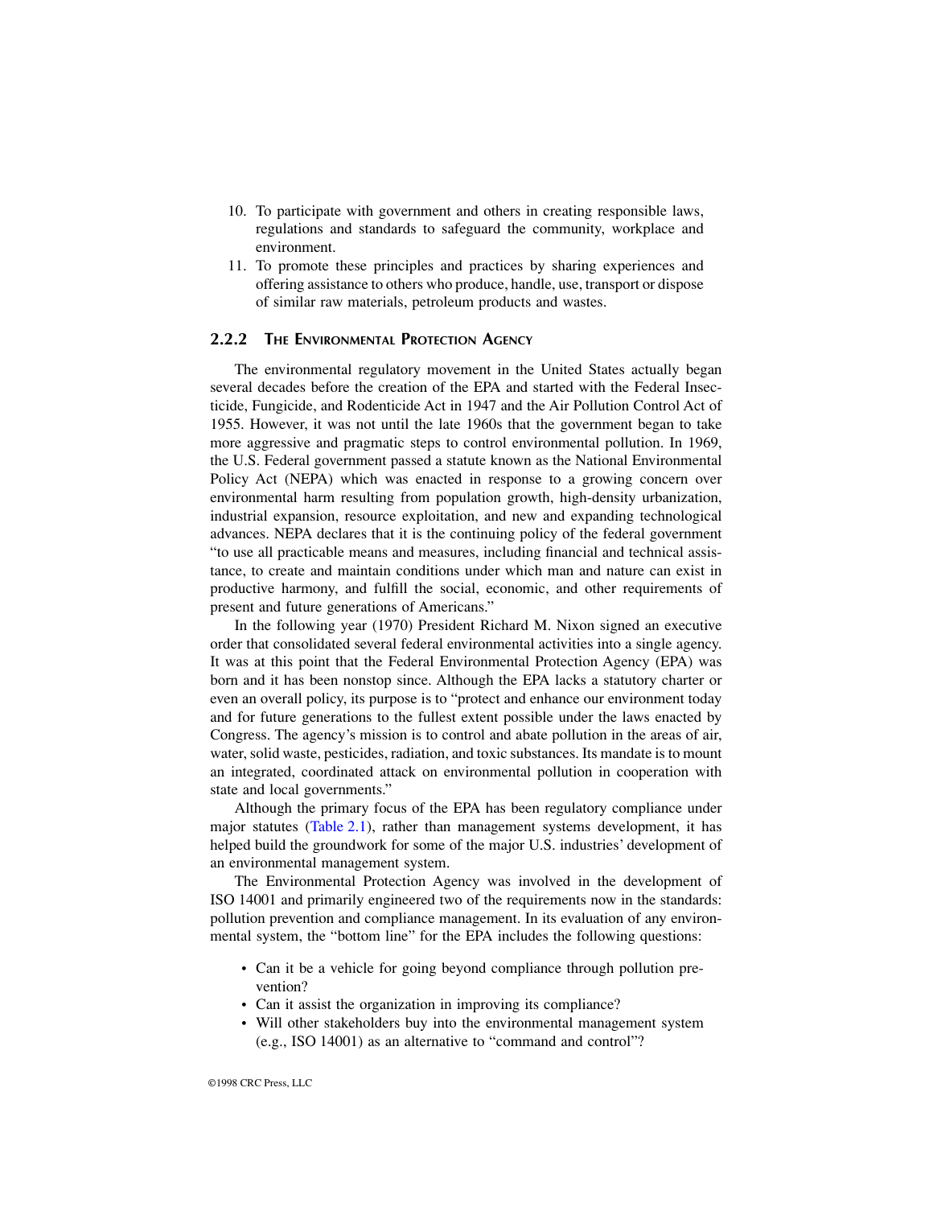10. To participate with government and others in creating responsible laws, regulations and standards to safeguard the community, workplace and environment.
11. To promote these principles and practices by sharing experiences and offering assistance to others who produce, handle, use, transport or dispose of similar raw materials, petroleum products and wastes.

### 2.2.2 The Environmental Protection Agency

The environmental regulatory movement in the United States actually began several decades before the creation of the EPA and started with the Federal Insecticide, Fungicide, and Rodenticide Act in 1947 and the Air Pollution Control Act of 1955. However, it was not until the late 1960s that the government began to take more aggressive and pragmatic steps to control environmental pollution. In 1969, the U.S. Federal government passed a statute known as the National Environmental Policy Act (NEPA) which was enacted in response to a growing concern over environmental harm resulting from population growth, high-density urbanization, industrial expansion, resource exploitation, and new and expanding technological advances. NEPA declares that it is the continuing policy of the federal government "to use all practicable means and measures, including financial and technical assistance, to create and maintain conditions under which man and nature can exist in productive harmony, and fulfill the social, economic, and other requirements of present and future generations of Americans."

In the following year (1970) President Richard M. Nixon signed an executive order that consolidated several federal environmental activities into a single agency. It was at this point that the Federal Environmental Protection Agency (EPA) was born and it has been nonstop since. Although the EPA lacks a statutory charter or even an overall policy, its purpose is to "protect and enhance our environment today and for future generations to the fullest extent possible under the laws enacted by Congress. The agency's mission is to control and abate pollution in the areas of air, water, solid waste, pesticides, radiation, and toxic substances. Its mandate is to mount an integrated, coordinated attack on environmental pollution in cooperation with state and local governments."

Although the primary focus of the EPA has been regulatory compliance under major statutes (Table 2.1), rather than management systems development, it has helped build the groundwork for some of the major U.S. industries' development of an environmental management system.

The Environmental Protection Agency was involved in the development of ISO 14001 and primarily engineered two of the requirements now in the standards: pollution prevention and compliance management. In its evaluation of any environmental system, the "bottom line" for the EPA includes the following questions:

- Can it be a vehicle for going beyond compliance through pollution prevention?
- Can it assist the organization in improving its compliance?
- Will other stakeholders buy into the environmental management system (e.g., ISO 14001) as an alternative to "command and control"?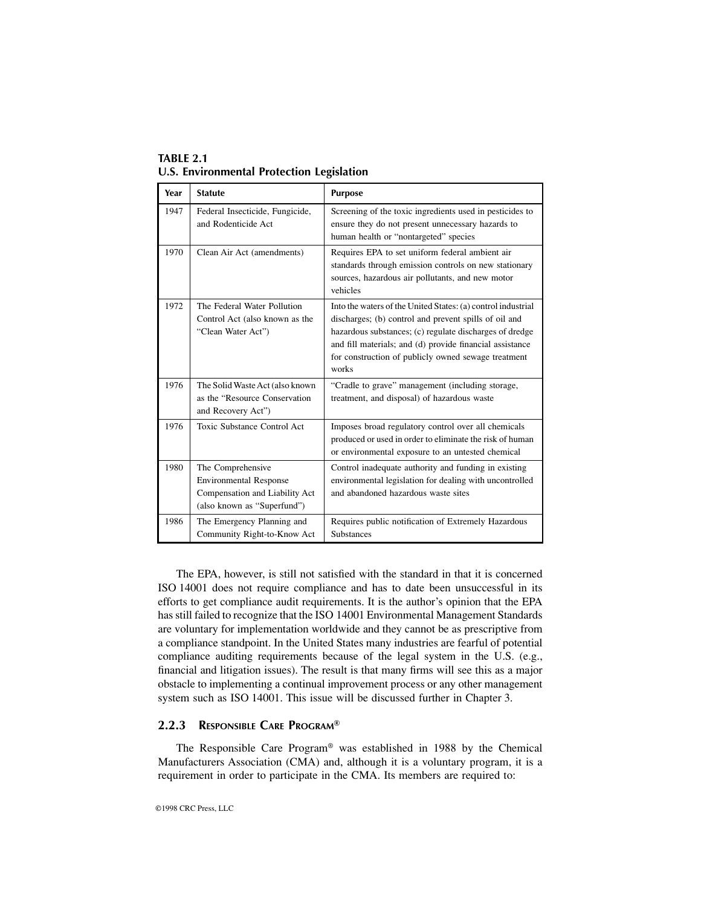**TABLE 2.1**
**U.S. Environmental Protection Legislation**

| Year | Statute | Purpose |
|---|---|---|
| 1947 | Federal Insecticide, Fungicide, and Rodenticide Act | Screening of the toxic ingredients used in pesticides to ensure they do not present unnecessary hazards to human health or “nontargeted” species |
| 1970 | Clean Air Act (amendments) | Requires EPA to set uniform federal ambient air standards through emission controls on new stationary sources, hazardous air pollutants, and new motor vehicles |
| 1972 | The Federal Water Pollution Control Act (also known as the “Clean Water Act”) | Into the waters of the United States: (a) control industrial discharges; (b) control and prevent spills of oil and hazardous substances; (c) regulate discharges of dredge and fill materials; and (d) provide financial assistance for construction of publicly owned sewage treatment works |
| 1976 | The Solid Waste Act (also known as the “Resource Conservation and Recovery Act”) | “Cradle to grave” management (including storage, treatment, and disposal) of hazardous waste |
| 1976 | Toxic Substance Control Act | Imposes broad regulatory control over all chemicals produced or used in order to eliminate the risk of human or environmental exposure to an untested chemical |
| 1980 | The Comprehensive Environmental Response Compensation and Liability Act (also known as “Superfund”) | Control inadequate authority and funding in existing environmental legislation for dealing with uncontrolled and abandoned hazardous waste sites |
| 1986 | The Emergency Planning and Community Right-to-Know Act | Requires public notification of Extremely Hazardous Substances |

The EPA, however, is still not satisfied with the standard in that it is concerned ISO 14001 does not require compliance and has to date been unsuccessful in its efforts to get compliance audit requirements. It is the author’s opinion that the EPA has still failed to recognize that the ISO 14001 Environmental Management Standards are voluntary for implementation worldwide and they cannot be as prescriptive from a compliance standpoint. In the United States many industries are fearful of potential compliance auditing requirements because of the legal system in the U.S. (e.g., financial and litigation issues). The result is that many firms will see this as a major obstacle to implementing a continual improvement process or any other management system such as ISO 14001. This issue will be discussed further in Chapter 3.

### 2.2.3 Responsible Care Program®

The Responsible Care Program® was established in 1988 by the Chemical Manufacturers Association (CMA) and, although it is a voluntary program, it is a requirement in order to participate in the CMA. Its members are required to: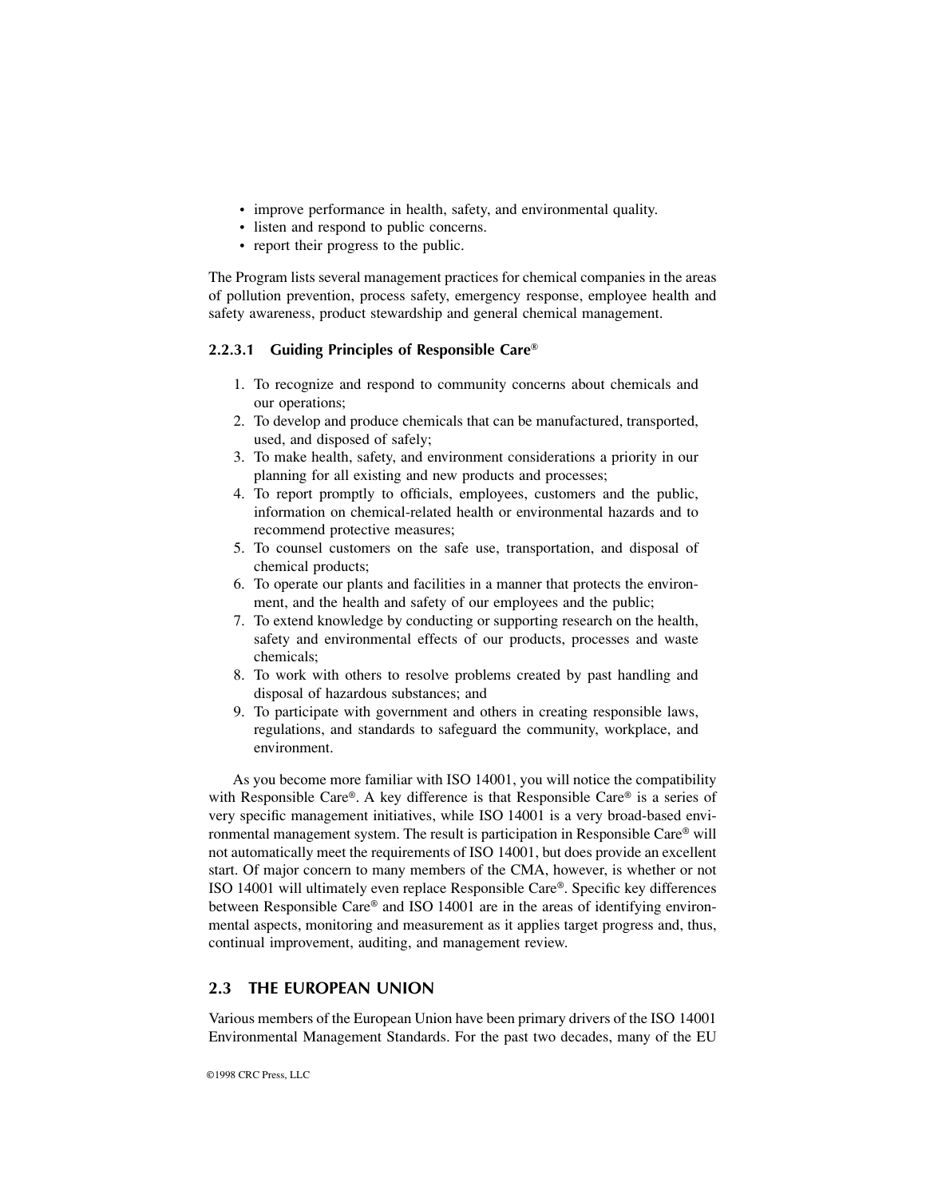- improve performance in health, safety, and environmental quality.
- listen and respond to public concerns.
- report their progress to the public.

The Program lists several management practices for chemical companies in the areas of pollution prevention, process safety, emergency response, employee health and safety awareness, product stewardship and general chemical management.

#### 2.2.3.1 Guiding Principles of Responsible Care®

1. To recognize and respond to community concerns about chemicals and our operations;
2. To develop and produce chemicals that can be manufactured, transported, used, and disposed of safely;
3. To make health, safety, and environment considerations a priority in our planning for all existing and new products and processes;
4. To report promptly to officials, employees, customers and the public, information on chemical-related health or environmental hazards and to recommend protective measures;
5. To counsel customers on the safe use, transportation, and disposal of chemical products;
6. To operate our plants and facilities in a manner that protects the environment, and the health and safety of our employees and the public;
7. To extend knowledge by conducting or supporting research on the health, safety and environmental effects of our products, processes and waste chemicals;
8. To work with others to resolve problems created by past handling and disposal of hazardous substances; and
9. To participate with government and others in creating responsible laws, regulations, and standards to safeguard the community, workplace, and environment.

As you become more familiar with ISO 14001, you will notice the compatibility with Responsible Care®. A key difference is that Responsible Care® is a series of very specific management initiatives, while ISO 14001 is a very broad-based environmental management system. The result is participation in Responsible Care® will not automatically meet the requirements of ISO 14001, but does provide an excellent start. Of major concern to many members of the CMA, however, is whether or not ISO 14001 will ultimately even replace Responsible Care®. Specific key differences between Responsible Care® and ISO 14001 are in the areas of identifying environmental aspects, monitoring and measurement as it applies target progress and, thus, continual improvement, auditing, and management review.

## 2.3 THE EUROPEAN UNION

Various members of the European Union have been primary drivers of the ISO 14001 Environmental Management Standards. For the past two decades, many of the EU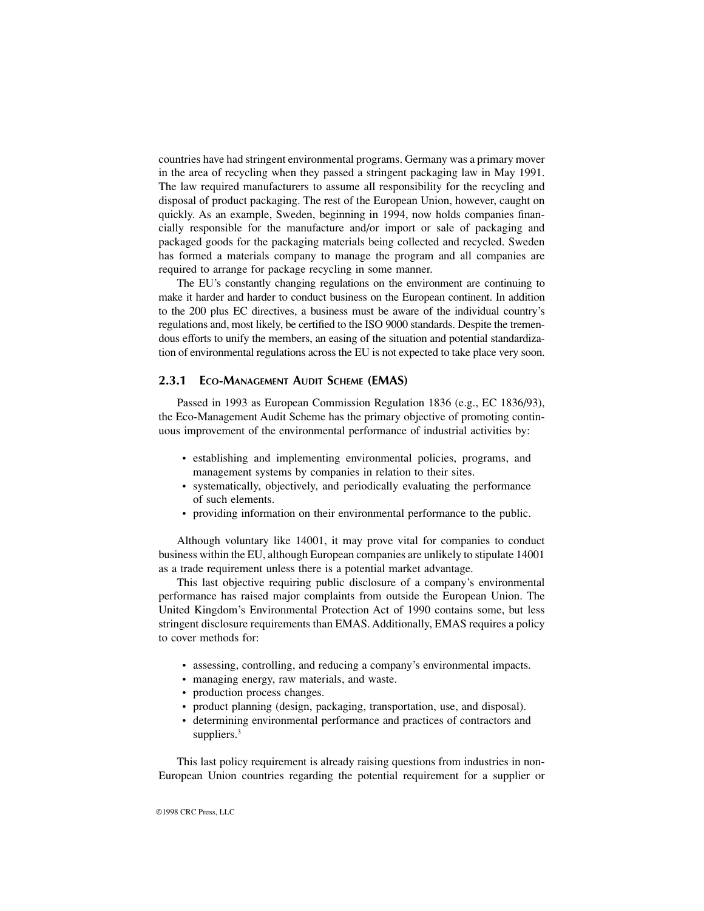countries have had stringent environmental programs. Germany was a primary mover in the area of recycling when they passed a stringent packaging law in May 1991. The law required manufacturers to assume all responsibility for the recycling and disposal of product packaging. The rest of the European Union, however, caught on quickly. As an example, Sweden, beginning in 1994, now holds companies financially responsible for the manufacture and/or import or sale of packaging and packaged goods for the packaging materials being collected and recycled. Sweden has formed a materials company to manage the program and all companies are required to arrange for package recycling in some manner.

The EU's constantly changing regulations on the environment are continuing to make it harder and harder to conduct business on the European continent. In addition to the 200 plus EC directives, a business must be aware of the individual country's regulations and, most likely, be certified to the ISO 9000 standards. Despite the tremendous efforts to unify the members, an easing of the situation and potential standardization of environmental regulations across the EU is not expected to take place very soon.

### 2.3.1 Eco-Management Audit Scheme (EMAS)

Passed in 1993 as European Commission Regulation 1836 (e.g., EC 1836/93), the Eco-Management Audit Scheme has the primary objective of promoting continuous improvement of the environmental performance of industrial activities by:

- establishing and implementing environmental policies, programs, and management systems by companies in relation to their sites.
- systematically, objectively, and periodically evaluating the performance of such elements.
- providing information on their environmental performance to the public.

Although voluntary like 14001, it may prove vital for companies to conduct business within the EU, although European companies are unlikely to stipulate 14001 as a trade requirement unless there is a potential market advantage.

This last objective requiring public disclosure of a company's environmental performance has raised major complaints from outside the European Union. The United Kingdom's Environmental Protection Act of 1990 contains some, but less stringent disclosure requirements than EMAS. Additionally, EMAS requires a policy to cover methods for:

- assessing, controlling, and reducing a company's environmental impacts.
- managing energy, raw materials, and waste.
- production process changes.
- product planning (design, packaging, transportation, use, and disposal).
- determining environmental performance and practices of contractors and suppliers.[3]

This last policy requirement is already raising questions from industries in non-European Union countries regarding the potential requirement for a supplier or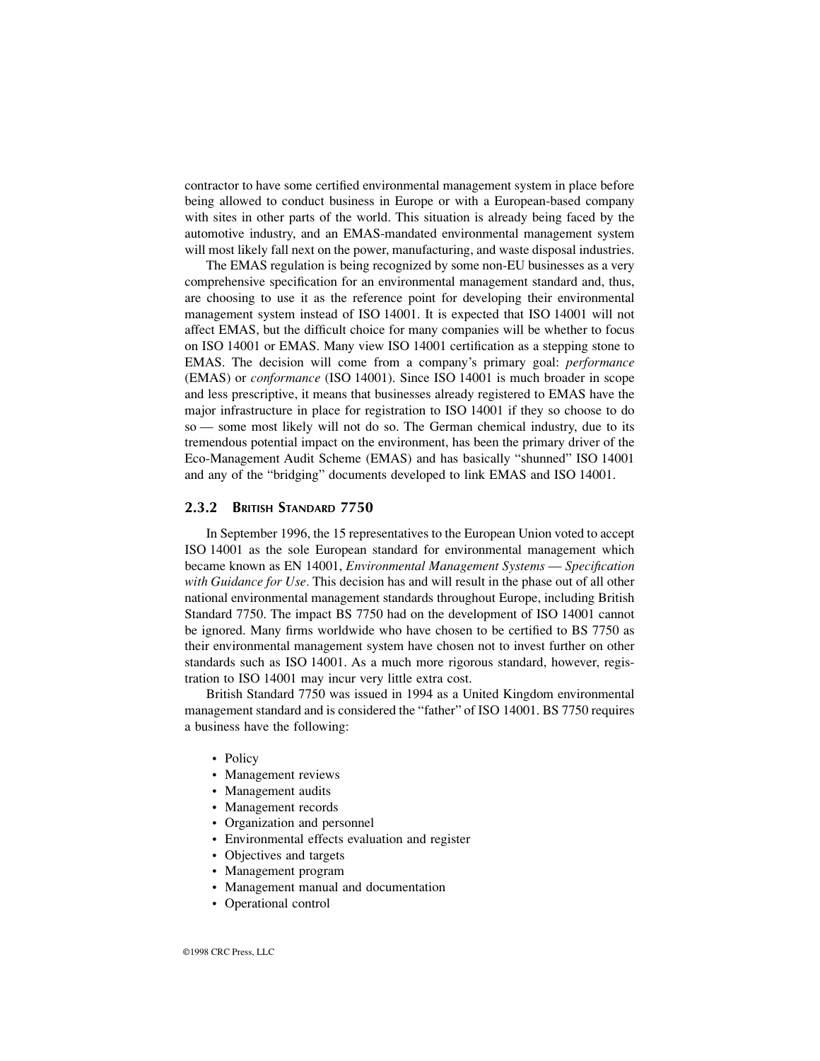contractor to have some certified environmental management system in place before being allowed to conduct business in Europe or with a European-based company with sites in other parts of the world. This situation is already being faced by the automotive industry, and an EMAS-mandated environmental management system will most likely fall next on the power, manufacturing, and waste disposal industries.

The EMAS regulation is being recognized by some non-EU businesses as a very comprehensive specification for an environmental management standard and, thus, are choosing to use it as the reference point for developing their environmental management system instead of ISO 14001. It is expected that ISO 14001 will not affect EMAS, but the difficult choice for many companies will be whether to focus on ISO 14001 or EMAS. Many view ISO 14001 certification as a stepping stone to EMAS. The decision will come from a company's primary goal: *performance* (EMAS) or *conformance* (ISO 14001). Since ISO 14001 is much broader in scope and less prescriptive, it means that businesses already registered to EMAS have the major infrastructure in place for registration to ISO 14001 if they so choose to do so — some most likely will not do so. The German chemical industry, due to its tremendous potential impact on the environment, has been the primary driver of the Eco-Management Audit Scheme (EMAS) and has basically "shunned" ISO 14001 and any of the "bridging" documents developed to link EMAS and ISO 14001.

### 2.3.2 British Standard 7750

In September 1996, the 15 representatives to the European Union voted to accept ISO 14001 as the sole European standard for environmental management which became known as EN 14001, *Environmental Management Systems — Specification with Guidance for Use*. This decision has and will result in the phase out of all other national environmental management standards throughout Europe, including British Standard 7750. The impact BS 7750 had on the development of ISO 14001 cannot be ignored. Many firms worldwide who have chosen to be certified to BS 7750 as their environmental management system have chosen not to invest further on other standards such as ISO 14001. As a much more rigorous standard, however, registration to ISO 14001 may incur very little extra cost.

British Standard 7750 was issued in 1994 as a United Kingdom environmental management standard and is considered the "father" of ISO 14001. BS 7750 requires a business have the following:

- Policy
- Management reviews
- Management audits
- Management records
- Organization and personnel
- Environmental effects evaluation and register
- Objectives and targets
- Management program
- Management manual and documentation
- Operational control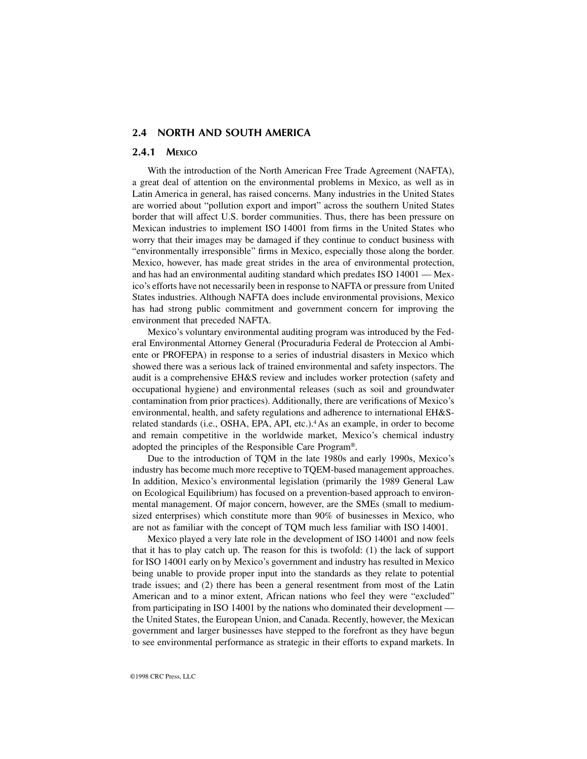## 2.4 NORTH AND SOUTH AMERICA

### 2.4.1 MEXICO

With the introduction of the North American Free Trade Agreement (NAFTA), a great deal of attention on the environmental problems in Mexico, as well as in Latin America in general, has raised concerns. Many industries in the United States are worried about "pollution export and import" across the southern United States border that will affect U.S. border communities. Thus, there has been pressure on Mexican industries to implement ISO 14001 from firms in the United States who worry that their images may be damaged if they continue to conduct business with "environmentally irresponsible" firms in Mexico, especially those along the border. Mexico, however, has made great strides in the area of environmental protection, and has had an environmental auditing standard which predates ISO 14001 — Mexico's efforts have not necessarily been in response to NAFTA or pressure from United States industries. Although NAFTA does include environmental provisions, Mexico has had strong public commitment and government concern for improving the environment that preceded NAFTA.

Mexico's voluntary environmental auditing program was introduced by the Federal Environmental Attorney General (Procuraduria Federal de Proteccion al Ambiente or PROFEPA) in response to a series of industrial disasters in Mexico which showed there was a serious lack of trained environmental and safety inspectors. The audit is a comprehensive EH&S review and includes worker protection (safety and occupational hygiene) and environmental releases (such as soil and groundwater contamination from prior practices). Additionally, there are verifications of Mexico's environmental, health, and safety regulations and adherence to international EH&S-related standards (i.e., OSHA, EPA, API, etc.).[4] As an example, in order to become and remain competitive in the worldwide market, Mexico's chemical industry adopted the principles of the Responsible Care Program®.

Due to the introduction of TQM in the late 1980s and early 1990s, Mexico's industry has become much more receptive to TQEM-based management approaches. In addition, Mexico's environmental legislation (primarily the 1989 General Law on Ecological Equilibrium) has focused on a prevention-based approach to environmental management. Of major concern, however, are the SMEs (small to medium-sized enterprises) which constitute more than 90% of businesses in Mexico, who are not as familiar with the concept of TQM much less familiar with ISO 14001.

Mexico played a very late role in the development of ISO 14001 and now feels that it has to play catch up. The reason for this is twofold: (1) the lack of support for ISO 14001 early on by Mexico's government and industry has resulted in Mexico being unable to provide proper input into the standards as they relate to potential trade issues; and (2) there has been a general resentment from most of the Latin American and to a minor extent, African nations who feel they were "excluded" from participating in ISO 14001 by the nations who dominated their development — the United States, the European Union, and Canada. Recently, however, the Mexican government and larger businesses have stepped to the forefront as they have begun to see environmental performance as strategic in their efforts to expand markets. In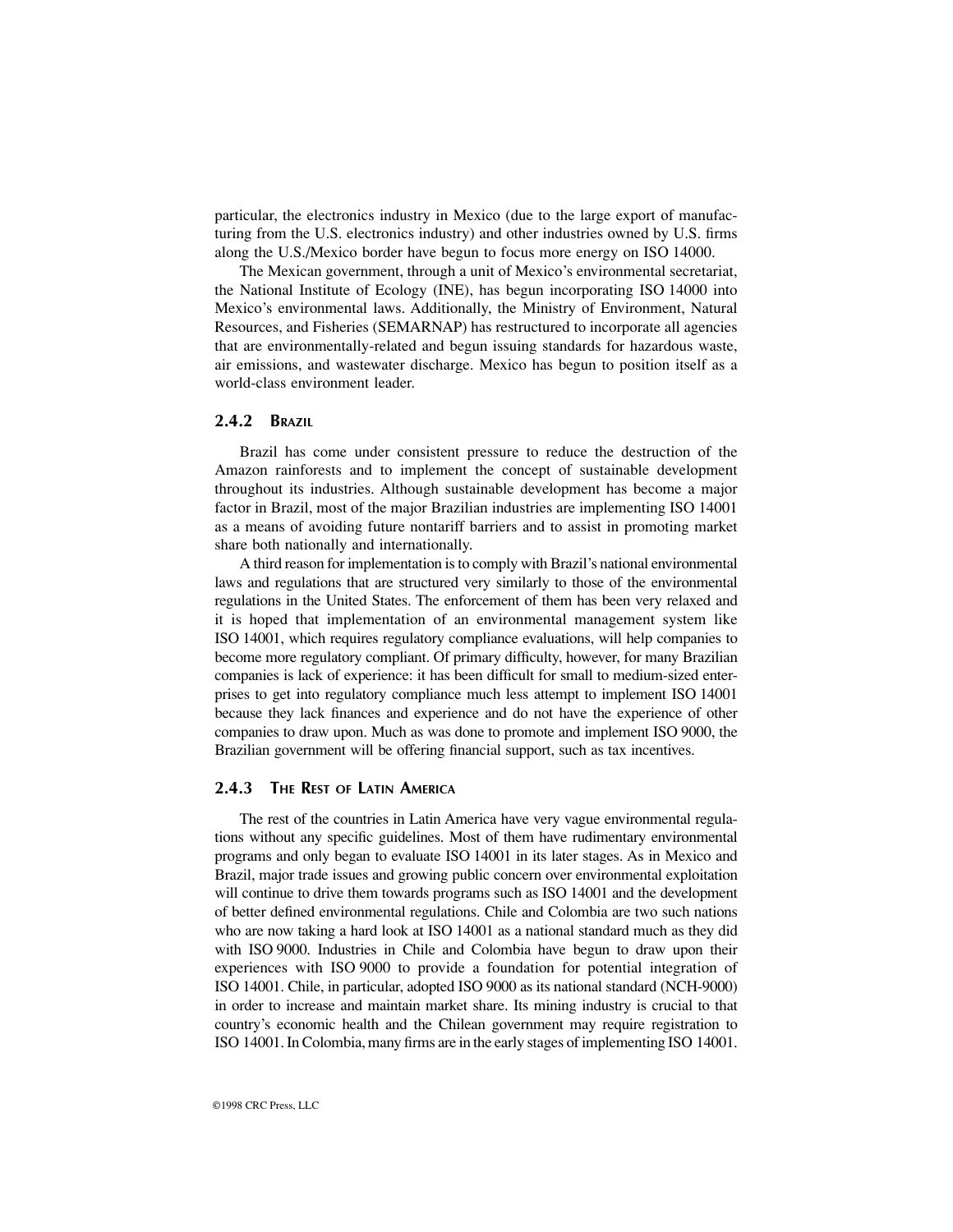particular, the electronics industry in Mexico (due to the large export of manufacturing from the U.S. electronics industry) and other industries owned by U.S. firms along the U.S./Mexico border have begun to focus more energy on ISO 14000.

The Mexican government, through a unit of Mexico's environmental secretariat, the National Institute of Ecology (INE), has begun incorporating ISO 14000 into Mexico's environmental laws. Additionally, the Ministry of Environment, Natural Resources, and Fisheries (SEMARNAP) has restructured to incorporate all agencies that are environmentally-related and begun issuing standards for hazardous waste, air emissions, and wastewater discharge. Mexico has begun to position itself as a world-class environment leader.

### 2.4.2 Brazil

Brazil has come under consistent pressure to reduce the destruction of the Amazon rainforests and to implement the concept of sustainable development throughout its industries. Although sustainable development has become a major factor in Brazil, most of the major Brazilian industries are implementing ISO 14001 as a means of avoiding future nontariff barriers and to assist in promoting market share both nationally and internationally.

A third reason for implementation is to comply with Brazil's national environmental laws and regulations that are structured very similarly to those of the environmental regulations in the United States. The enforcement of them has been very relaxed and it is hoped that implementation of an environmental management system like ISO 14001, which requires regulatory compliance evaluations, will help companies to become more regulatory compliant. Of primary difficulty, however, for many Brazilian companies is lack of experience: it has been difficult for small to medium-sized enterprises to get into regulatory compliance much less attempt to implement ISO 14001 because they lack finances and experience and do not have the experience of other companies to draw upon. Much as was done to promote and implement ISO 9000, the Brazilian government will be offering financial support, such as tax incentives.

### 2.4.3 The Rest of Latin America

The rest of the countries in Latin America have very vague environmental regulations without any specific guidelines. Most of them have rudimentary environmental programs and only began to evaluate ISO 14001 in its later stages. As in Mexico and Brazil, major trade issues and growing public concern over environmental exploitation will continue to drive them towards programs such as ISO 14001 and the development of better defined environmental regulations. Chile and Colombia are two such nations who are now taking a hard look at ISO 14001 as a national standard much as they did with ISO 9000. Industries in Chile and Colombia have begun to draw upon their experiences with ISO 9000 to provide a foundation for potential integration of ISO 14001. Chile, in particular, adopted ISO 9000 as its national standard (NCH-9000) in order to increase and maintain market share. Its mining industry is crucial to that country's economic health and the Chilean government may require registration to ISO 14001. In Colombia, many firms are in the early stages of implementing ISO 14001.

©1998 CRC Press, LLC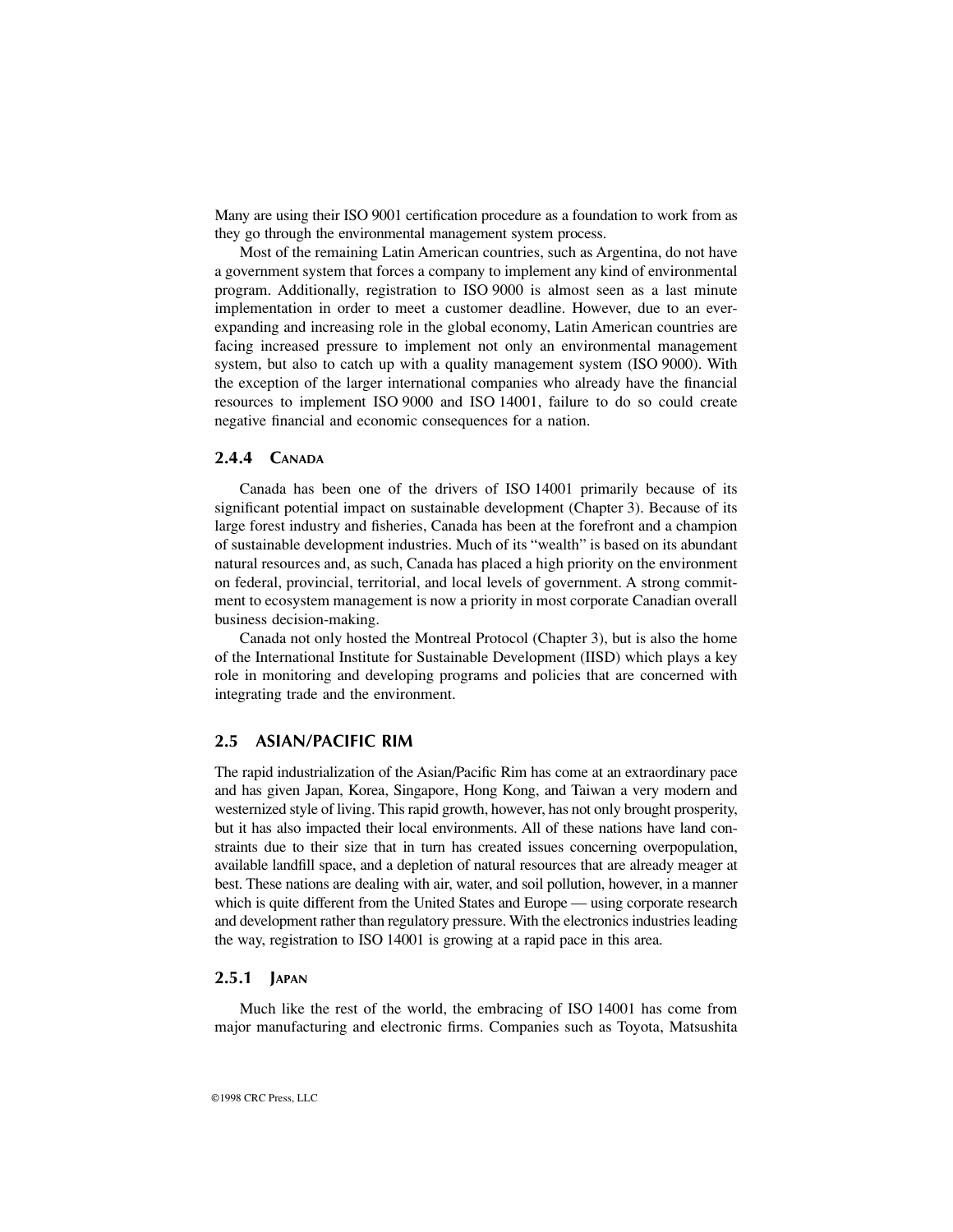Many are using their ISO 9001 certification procedure as a foundation to work from as they go through the environmental management system process.

Most of the remaining Latin American countries, such as Argentina, do not have a government system that forces a company to implement any kind of environmental program. Additionally, registration to ISO 9000 is almost seen as a last minute implementation in order to meet a customer deadline. However, due to an ever-expanding and increasing role in the global economy, Latin American countries are facing increased pressure to implement not only an environmental management system, but also to catch up with a quality management system (ISO 9000). With the exception of the larger international companies who already have the financial resources to implement ISO 9000 and ISO 14001, failure to do so could create negative financial and economic consequences for a nation.

### 2.4.4 Canada

Canada has been one of the drivers of ISO 14001 primarily because of its significant potential impact on sustainable development (Chapter 3). Because of its large forest industry and fisheries, Canada has been at the forefront and a champion of sustainable development industries. Much of its "wealth" is based on its abundant natural resources and, as such, Canada has placed a high priority on the environment on federal, provincial, territorial, and local levels of government. A strong commitment to ecosystem management is now a priority in most corporate Canadian overall business decision-making.

Canada not only hosted the Montreal Protocol (Chapter 3), but is also the home of the International Institute for Sustainable Development (IISD) which plays a key role in monitoring and developing programs and policies that are concerned with integrating trade and the environment.

## 2.5 ASIAN/PACIFIC RIM

The rapid industrialization of the Asian/Pacific Rim has come at an extraordinary pace and has given Japan, Korea, Singapore, Hong Kong, and Taiwan a very modern and westernized style of living. This rapid growth, however, has not only brought prosperity, but it has also impacted their local environments. All of these nations have land constraints due to their size that in turn has created issues concerning overpopulation, available landfill space, and a depletion of natural resources that are already meager at best. These nations are dealing with air, water, and soil pollution, however, in a manner which is quite different from the United States and Europe — using corporate research and development rather than regulatory pressure. With the electronics industries leading the way, registration to ISO 14001 is growing at a rapid pace in this area.

### 2.5.1 Japan

Much like the rest of the world, the embracing of ISO 14001 has come from major manufacturing and electronic firms. Companies such as Toyota, Matsushita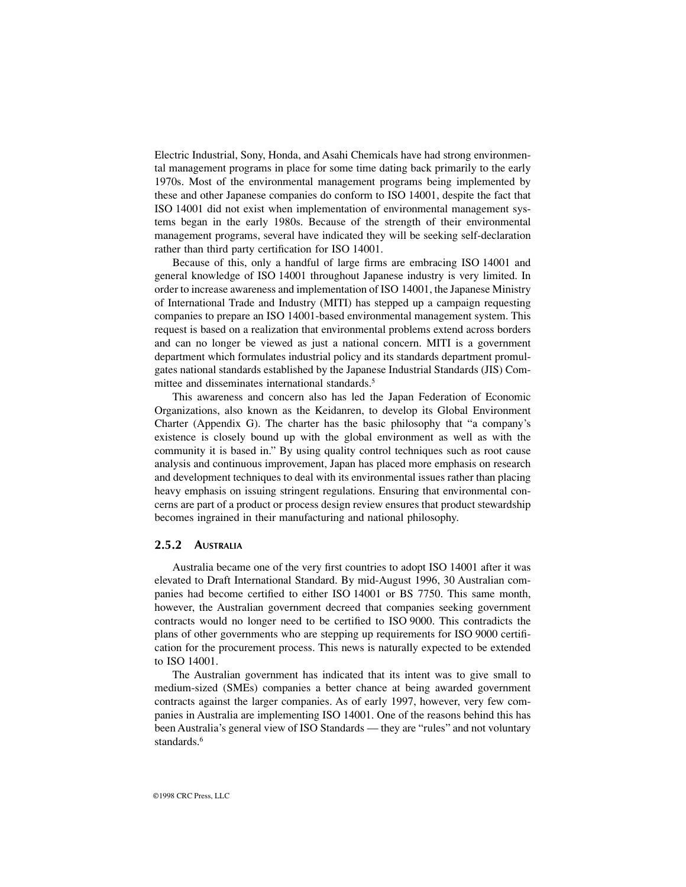Electric Industrial, Sony, Honda, and Asahi Chemicals have had strong environmental management programs in place for some time dating back primarily to the early 1970s. Most of the environmental management programs being implemented by these and other Japanese companies do conform to ISO 14001, despite the fact that ISO 14001 did not exist when implementation of environmental management systems began in the early 1980s. Because of the strength of their environmental management programs, several have indicated they will be seeking self-declaration rather than third party certification for ISO 14001.

Because of this, only a handful of large firms are embracing ISO 14001 and general knowledge of ISO 14001 throughout Japanese industry is very limited. In order to increase awareness and implementation of ISO 14001, the Japanese Ministry of International Trade and Industry (MITI) has stepped up a campaign requesting companies to prepare an ISO 14001-based environmental management system. This request is based on a realization that environmental problems extend across borders and can no longer be viewed as just a national concern. MITI is a government department which formulates industrial policy and its standards department promulgates national standards established by the Japanese Industrial Standards (JIS) Committee and disseminates international standards.[5]

This awareness and concern also has led the Japan Federation of Economic Organizations, also known as the Keidanren, to develop its Global Environment Charter (Appendix G). The charter has the basic philosophy that "a company's existence is closely bound up with the global environment as well as with the community it is based in." By using quality control techniques such as root cause analysis and continuous improvement, Japan has placed more emphasis on research and development techniques to deal with its environmental issues rather than placing heavy emphasis on issuing stringent regulations. Ensuring that environmental concerns are part of a product or process design review ensures that product stewardship becomes ingrained in their manufacturing and national philosophy.

### 2.5.2 Australia

Australia became one of the very first countries to adopt ISO 14001 after it was elevated to Draft International Standard. By mid-August 1996, 30 Australian companies had become certified to either ISO 14001 or BS 7750. This same month, however, the Australian government decreed that companies seeking government contracts would no longer need to be certified to ISO 9000. This contradicts the plans of other governments who are stepping up requirements for ISO 9000 certification for the procurement process. This news is naturally expected to be extended to ISO 14001.

The Australian government has indicated that its intent was to give small to medium-sized (SMEs) companies a better chance at being awarded government contracts against the larger companies. As of early 1997, however, very few companies in Australia are implementing ISO 14001. One of the reasons behind this has been Australia's general view of ISO Standards — they are "rules" and not voluntary standards.[6]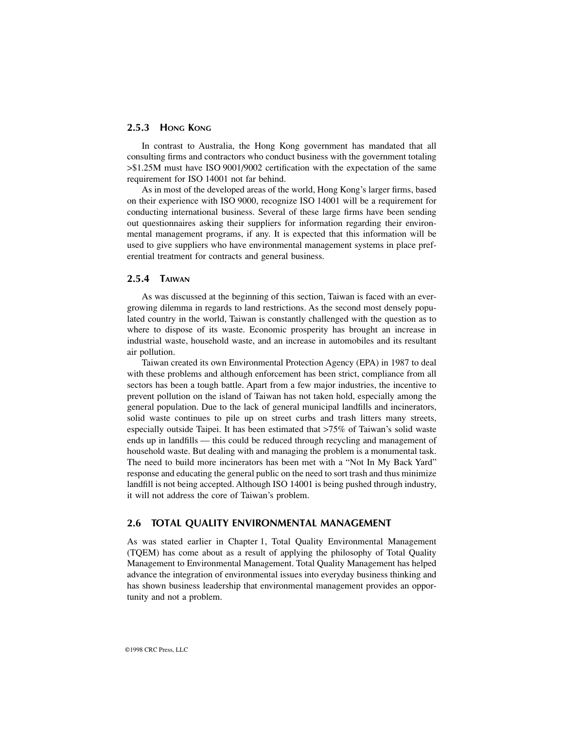### 2.5.3 Hong Kong

In contrast to Australia, the Hong Kong government has mandated that all consulting firms and contractors who conduct business with the government totaling >$1.25M must have ISO 9001/9002 certification with the expectation of the same requirement for ISO 14001 not far behind.

As in most of the developed areas of the world, Hong Kong's larger firms, based on their experience with ISO 9000, recognize ISO 14001 will be a requirement for conducting international business. Several of these large firms have been sending out questionnaires asking their suppliers for information regarding their environmental management programs, if any. It is expected that this information will be used to give suppliers who have environmental management systems in place preferential treatment for contracts and general business.

### 2.5.4 Taiwan

As was discussed at the beginning of this section, Taiwan is faced with an ever-growing dilemma in regards to land restrictions. As the second most densely populated country in the world, Taiwan is constantly challenged with the question as to where to dispose of its waste. Economic prosperity has brought an increase in industrial waste, household waste, and an increase in automobiles and its resultant air pollution.

Taiwan created its own Environmental Protection Agency (EPA) in 1987 to deal with these problems and although enforcement has been strict, compliance from all sectors has been a tough battle. Apart from a few major industries, the incentive to prevent pollution on the island of Taiwan has not taken hold, especially among the general population. Due to the lack of general municipal landfills and incinerators, solid waste continues to pile up on street curbs and trash litters many streets, especially outside Taipei. It has been estimated that >75% of Taiwan's solid waste ends up in landfills — this could be reduced through recycling and management of household waste. But dealing with and managing the problem is a monumental task. The need to build more incinerators has been met with a "Not In My Back Yard" response and educating the general public on the need to sort trash and thus minimize landfill is not being accepted. Although ISO 14001 is being pushed through industry, it will not address the core of Taiwan's problem.

## 2.6 TOTAL QUALITY ENVIRONMENTAL MANAGEMENT

As was stated earlier in Chapter 1, Total Quality Environmental Management (TQEM) has come about as a result of applying the philosophy of Total Quality Management to Environmental Management. Total Quality Management has helped advance the integration of environmental issues into everyday business thinking and has shown business leadership that environmental management provides an opportunity and not a problem.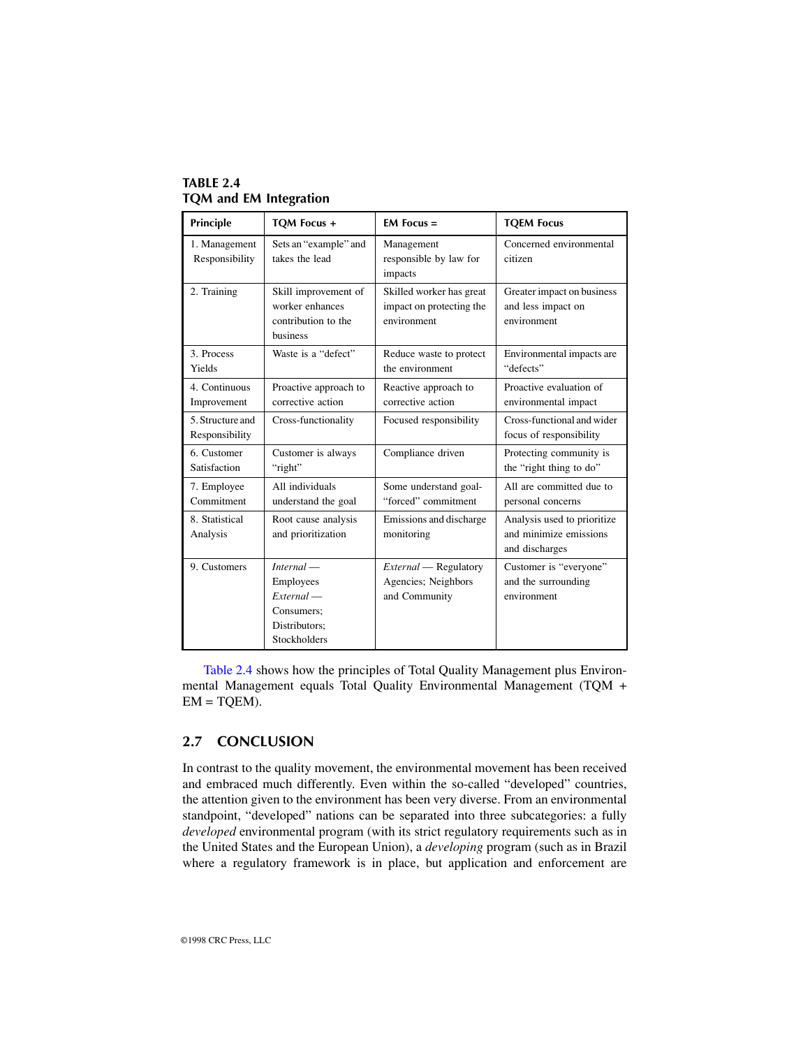**TABLE 2.4**
**TQM and EM Integration**

| Principle | TQM Focus + | EM Focus = | TQEM Focus |
|---|---|---|---|
| 1. Management Responsibility | Sets an "example" and takes the lead | Management responsible by law for impacts | Concerned environmental citizen |
| 2. Training | Skill improvement of worker enhances contribution to the business | Skilled worker has great impact on protecting the environment | Greater impact on business and less impact on environment |
| 3. Process Yields | Waste is a "defect" | Reduce waste to protect the environment | Environmental impacts are "defects" |
| 4. Continuous Improvement | Proactive approach to corrective action | Reactive approach to corrective action | Proactive evaluation of environmental impact |
| 5. Structure and Responsibility | Cross-functionality | Focused responsibility | Cross-functional and wider focus of responsibility |
| 6. Customer Satisfaction | Customer is always "right" | Compliance driven | Protecting community is the "right thing to do" |
| 7. Employee Commitment | All individuals understand the goal | Some understand goal-"forced" commitment | All are committed due to personal concerns |
| 8. Statistical Analysis | Root cause analysis and prioritization | Emissions and discharge monitoring | Analysis used to prioritize and minimize emissions and discharges |
| 9. Customers | *Internal* — Employees *External* — Consumers; Distributors; Stockholders | *External* — Regulatory Agencies; Neighbors and Community | Customer is "everyone" and the surrounding environment |

Table 2.4 shows how the principles of Total Quality Management plus Environmental Management equals Total Quality Environmental Management (TQM + EM = TQEM).

## 2.7 CONCLUSION

In contrast to the quality movement, the environmental movement has been received and embraced much differently. Even within the so-called "developed" countries, the attention given to the environment has been very diverse. From an environmental standpoint, "developed" nations can be separated into three subcategories: a fully *developed* environmental program (with its strict regulatory requirements such as in the United States and the European Union), a *developing* program (such as in Brazil where a regulatory framework is in place, but application and enforcement are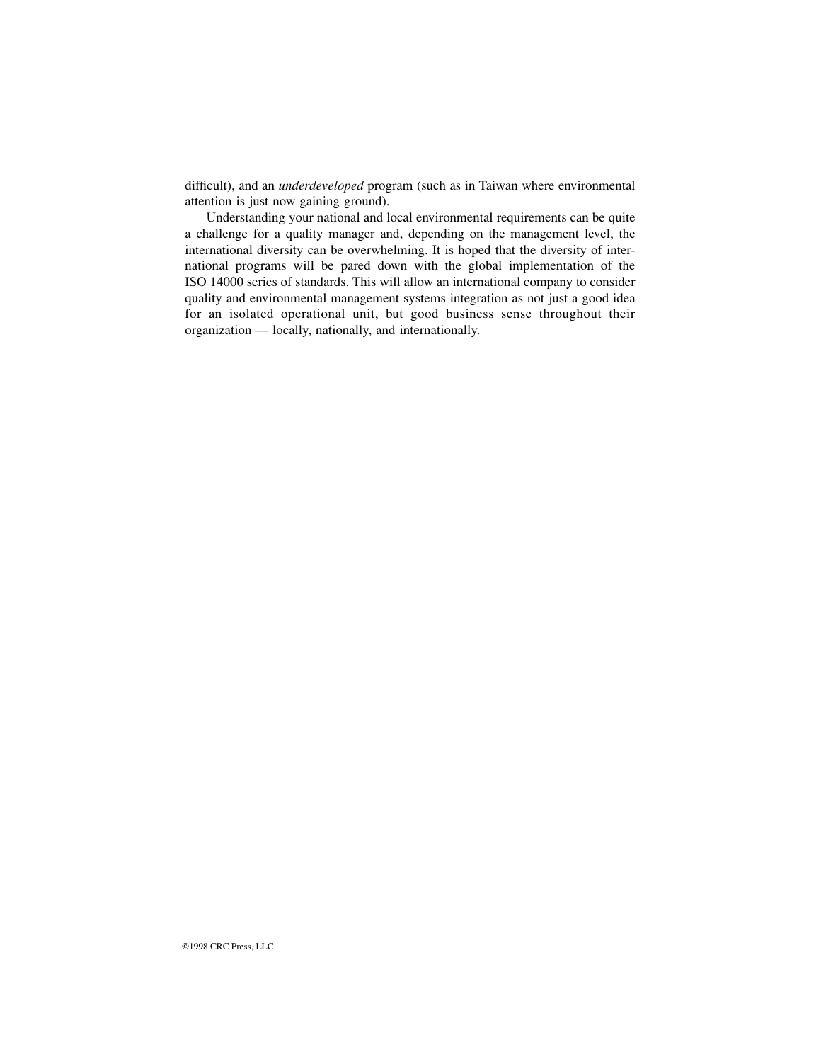difficult), and an *underdeveloped* program (such as in Taiwan where environmental attention is just now gaining ground).

Understanding your national and local environmental requirements can be quite a challenge for a quality manager and, depending on the management level, the international diversity can be overwhelming. It is hoped that the diversity of international programs will be pared down with the global implementation of the ISO 14000 series of standards. This will allow an international company to consider quality and environmental management systems integration as not just a good idea for an isolated operational unit, but good business sense throughout their organization — locally, nationally, and internationally.